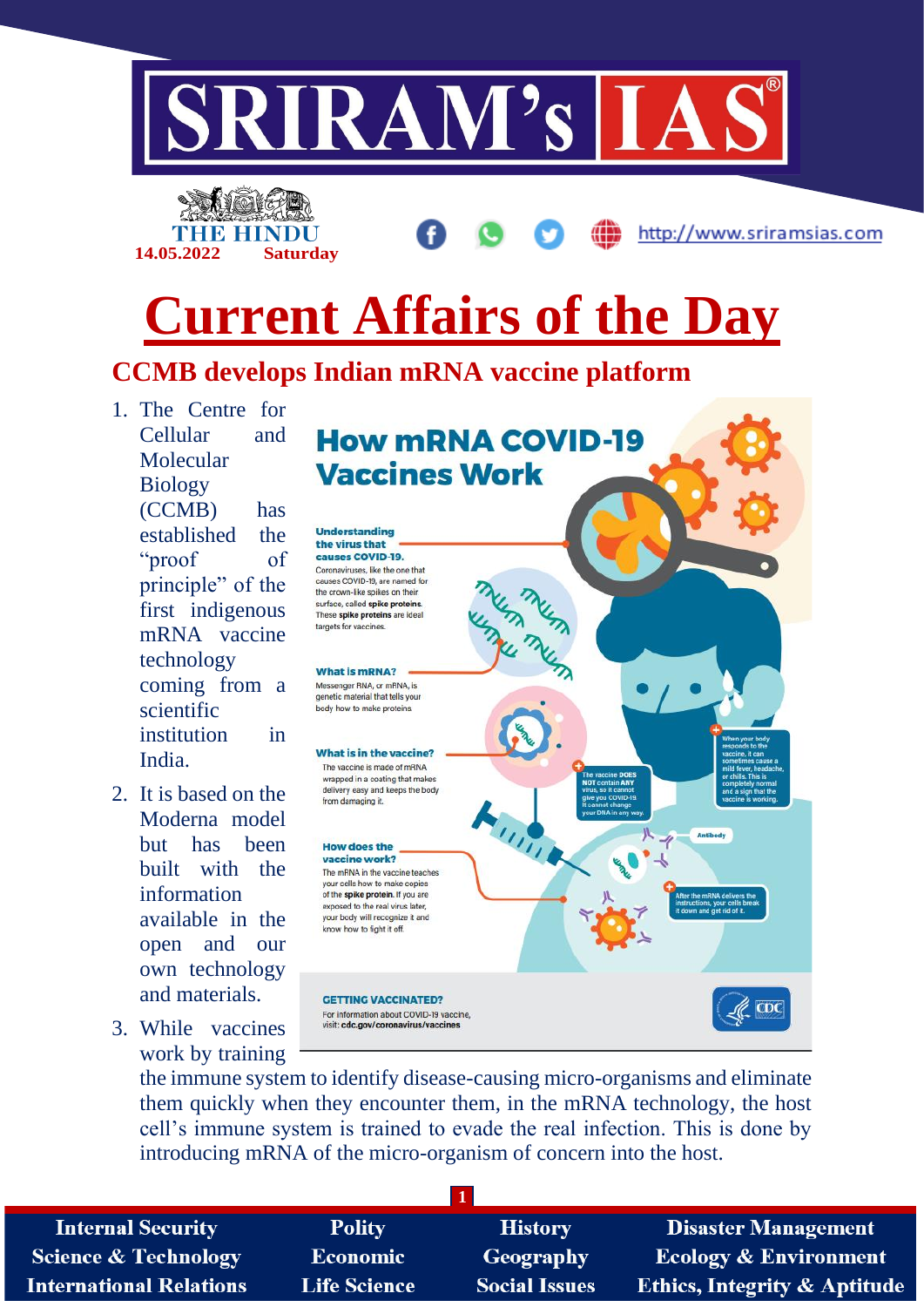# Current Affairs of the Day

THE HINDU 14.05.2022 Saturday

## CCMB develops Indian mRNA vaccine platform

1. The Centre for Cellular and Molecular Biology (CCMB) has established the "proof of principle" of the first indigenous mRNA vaccine technology coming from a scientific institution in India.
2. It is based on the Moderna model but has been built with the information available in the open and our own technology and materials.
3. While vaccines work by training the immune system to identify disease-causing micro-organisms and eliminate them quickly when they encounter them, in the mRNA technology, the host cell's immune system is trained to evade the real infection. This is done by introducing mRNA of the micro-organism of concern into the host.

**How mRNA COVID-19 Vaccines Work**

**Understanding the virus that causes COVID-19.** Coronaviruses, like the one that causes COVID-19, are named for the crown-like spikes on their surface, called **spike proteins**. These **spike proteins** are ideal targets for vaccines.

**What is mRNA?** Messenger RNA, or mRNA, is genetic material that tells your body how to make proteins.

**What is in the vaccine?** The vaccine is made of mRNA wrapped in a coating that makes delivery easy and keeps the body from damaging it.

**How does the vaccine work?** The mRNA in the vaccine teaches your cells how to make copies of the **spike protein**. If you are exposed to the real virus later, your body will recognize it and know how to fight it off.

The vaccine **DOES NOT** contain **ANY** virus, so it cannot give you COVID-19. It cannot change your DNA in any way.

When your body responds to the vaccine, it can sometimes cause a mild fever, headache, or chills. This is completely normal and a sign that the vaccine is working.

Antibody

After the mRNA delivers the instructions, your cells break it down and get rid of it.

**GETTING VACCINATED?** For information about COVID-19 vaccine, visit: **cdc.gov/coronavirus/vaccines**

CDC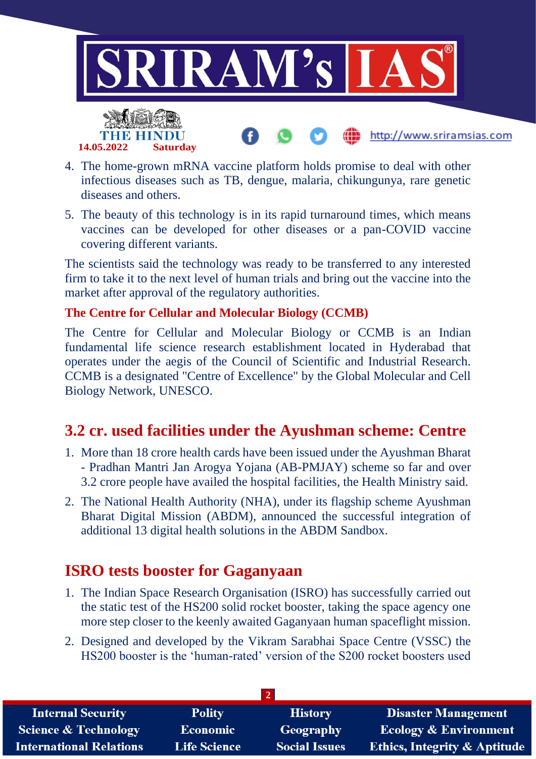4. The home-grown mRNA vaccine platform holds promise to deal with other infectious diseases such as TB, dengue, malaria, chikungunya, rare genetic diseases and others.
5. The beauty of this technology is in its rapid turnaround times, which means vaccines can be developed for other diseases or a pan-COVID vaccine covering different variants.

The scientists said the technology was ready to be transferred to any interested firm to take it to the next level of human trials and bring out the vaccine into the market after approval of the regulatory authorities.

**The Centre for Cellular and Molecular Biology (CCMB)**

The Centre for Cellular and Molecular Biology or CCMB is an Indian fundamental life science research establishment located in Hyderabad that operates under the aegis of the Council of Scientific and Industrial Research. CCMB is a designated "Centre of Excellence" by the Global Molecular and Cell Biology Network, UNESCO.

## 3.2 cr. used facilities under the Ayushman scheme: Centre

1. More than 18 crore health cards have been issued under the Ayushman Bharat - Pradhan Mantri Jan Arogya Yojana (AB-PMJAY) scheme so far and over 3.2 crore people have availed the hospital facilities, the Health Ministry said.
2. The National Health Authority (NHA), under its flagship scheme Ayushman Bharat Digital Mission (ABDM), announced the successful integration of additional 13 digital health solutions in the ABDM Sandbox.

## ISRO tests booster for Gaganyaan

1. The Indian Space Research Organisation (ISRO) has successfully carried out the static test of the HS200 solid rocket booster, taking the space agency one more step closer to the keenly awaited Gaganyaan human spaceflight mission.
2. Designed and developed by the Vikram Sarabhai Space Centre (VSSC) the HS200 booster is the 'human-rated' version of the S200 rocket boosters used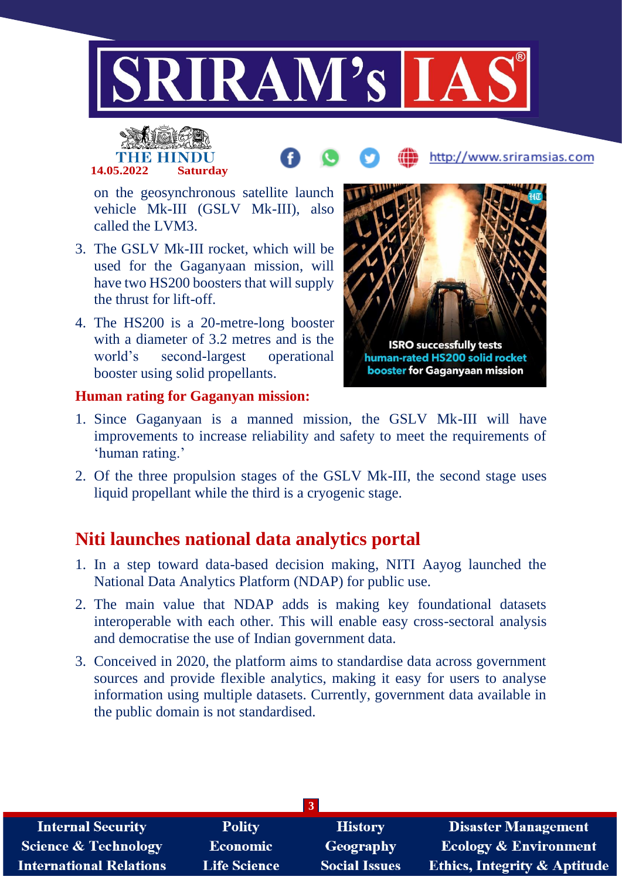on the geosynchronous satellite launch vehicle Mk-III (GSLV Mk-III), also called the LVM3.

3. The GSLV Mk-III rocket, which will be used for the Gaganyaan mission, will have two HS200 boosters that will supply the thrust for lift-off.
4. The HS200 is a 20-metre-long booster with a diameter of 3.2 metres and is the world's second-largest operational booster using solid propellants.

ISRO successfully tests human-rated HS200 solid rocket booster for Gaganyaan mission

**Human rating for Gaganyan mission:**

1. Since Gaganyaan is a manned mission, the GSLV Mk-III will have improvements to increase reliability and safety to meet the requirements of 'human rating.'
2. Of the three propulsion stages of the GSLV Mk-III, the second stage uses liquid propellant while the third is a cryogenic stage.

## Niti launches national data analytics portal

1. In a step toward data-based decision making, NITI Aayog launched the National Data Analytics Platform (NDAP) for public use.
2. The main value that NDAP adds is making key foundational datasets interoperable with each other. This will enable easy cross-sectoral analysis and democratise the use of Indian government data.
3. Conceived in 2020, the platform aims to standardise data across government sources and provide flexible analytics, making it easy for users to analyse information using multiple datasets. Currently, government data available in the public domain is not standardised.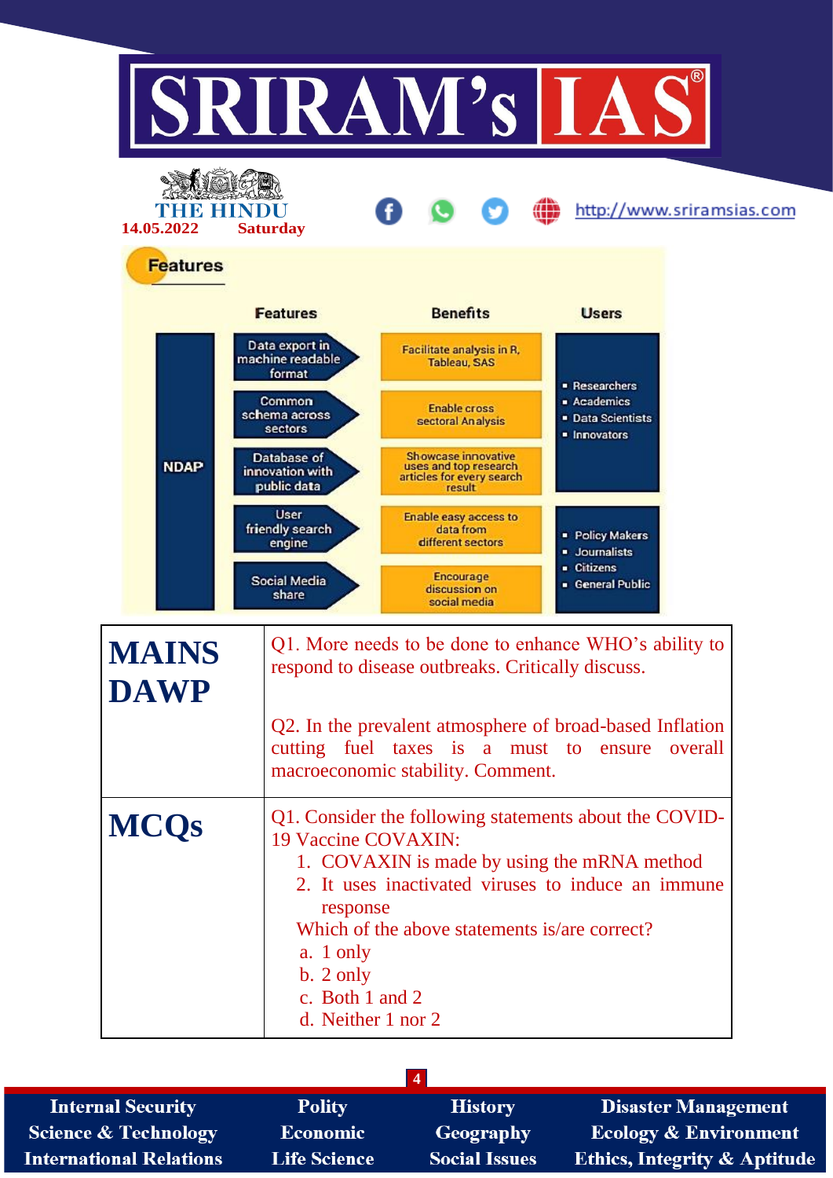## Features

| | Features | Benefits | Users |
|---|---|---|---|
| NDAP | Data export in machine readable format | Facilitate analysis in R, Tableau, SAS | • Researchers • Academics • Data Scientists • Innovators |
| | Common schema across sectors | Enable cross sectoral Analysis | |
| | Database of innovation with public data | Showcase innovative uses and top research articles for every search result | |
| | User friendly search engine | Enable easy access to data from different sectors | • Policy Makers • Journalists • Citizens • General Public |
| | Social Media share | Encourage discussion on social media | |

## MAINS DAWP

Q1. More needs to be done to enhance WHO's ability to respond to disease outbreaks. Critically discuss.

Q2. In the prevalent atmosphere of broad-based Inflation cutting fuel taxes is a must to ensure overall macroeconomic stability. Comment.

## MCQs

Q1. Consider the following statements about the COVID-19 Vaccine COVAXIN:

1. COVAXIN is made by using the mRNA method
2. It uses inactivated viruses to induce an immune response

Which of the above statements is/are correct?

a. 1 only
b. 2 only
c. Both 1 and 2
d. Neither 1 nor 2